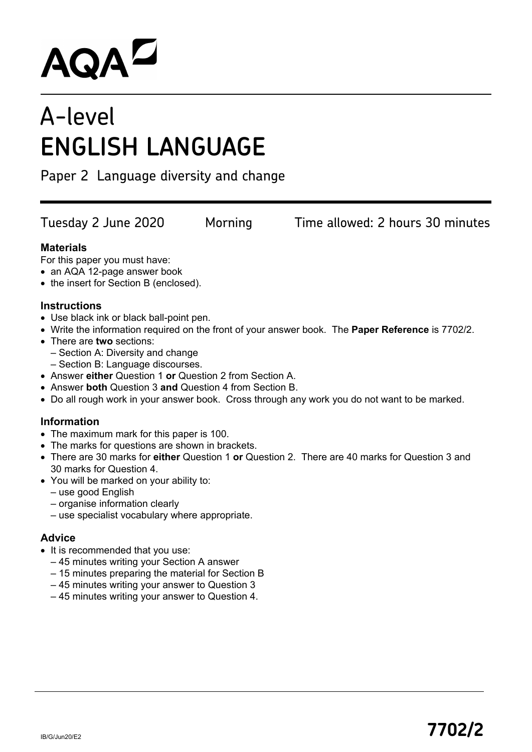AQA

# A-level
# ENGLISH LANGUAGE

Paper 2 Language diversity and change

Tuesday 2 June 2020 Morning Time allowed: 2 hours 30 minutes

**Materials**

For this paper you must have:
- an AQA 12-page answer book
- the insert for Section B (enclosed).

**Instructions**
- Use black ink or black ball-point pen.
- Write the information required on the front of your answer book. The **Paper Reference** is 7702/2.
- There are **two** sections:
  - Section A: Diversity and change
  - Section B: Language discourses.
- Answer **either** Question 1 **or** Question 2 from Section A.
- Answer **both** Question 3 **and** Question 4 from Section B.
- Do all rough work in your answer book. Cross through any work you do not want to be marked.

**Information**
- The maximum mark for this paper is 100.
- The marks for questions are shown in brackets.
- There are 30 marks for **either** Question 1 **or** Question 2. There are 40 marks for Question 3 and 30 marks for Question 4.
- You will be marked on your ability to:
  - use good English
  - organise information clearly
  - use specialist vocabulary where appropriate.

**Advice**
- It is recommended that you use:
  - 45 minutes writing your Section A answer
  - 15 minutes preparing the material for Section B
  - 45 minutes writing your answer to Question 3
  - 45 minutes writing your answer to Question 4.

IB/G/Jun20/E2

**7702/2**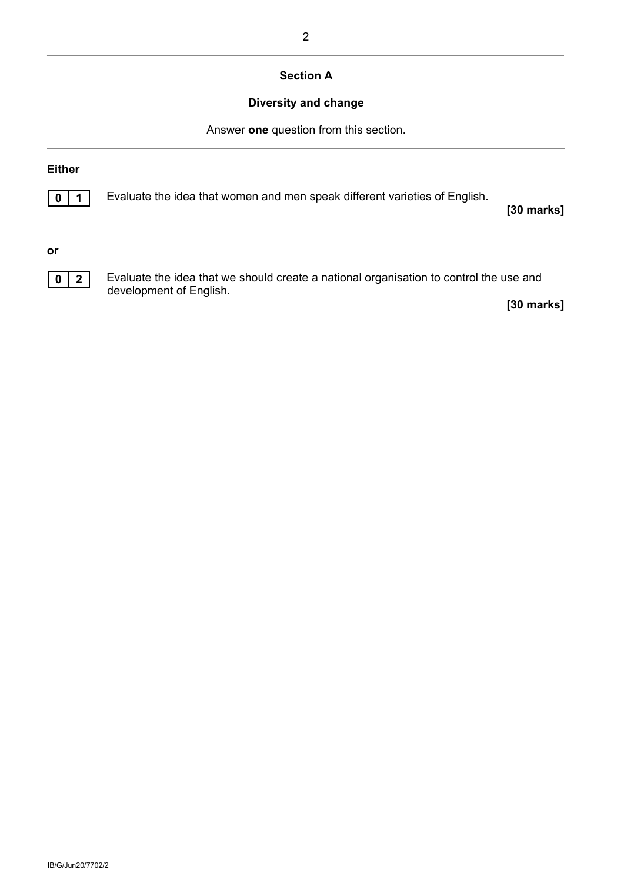## Section A

### Diversity and change

Answer **one** question from this section.

**Either**

**0 1** Evaluate the idea that women and men speak different varieties of English.

**[30 marks]**

**or**

**0 2** Evaluate the idea that we should create a national organisation to control the use and development of English.

**[30 marks]**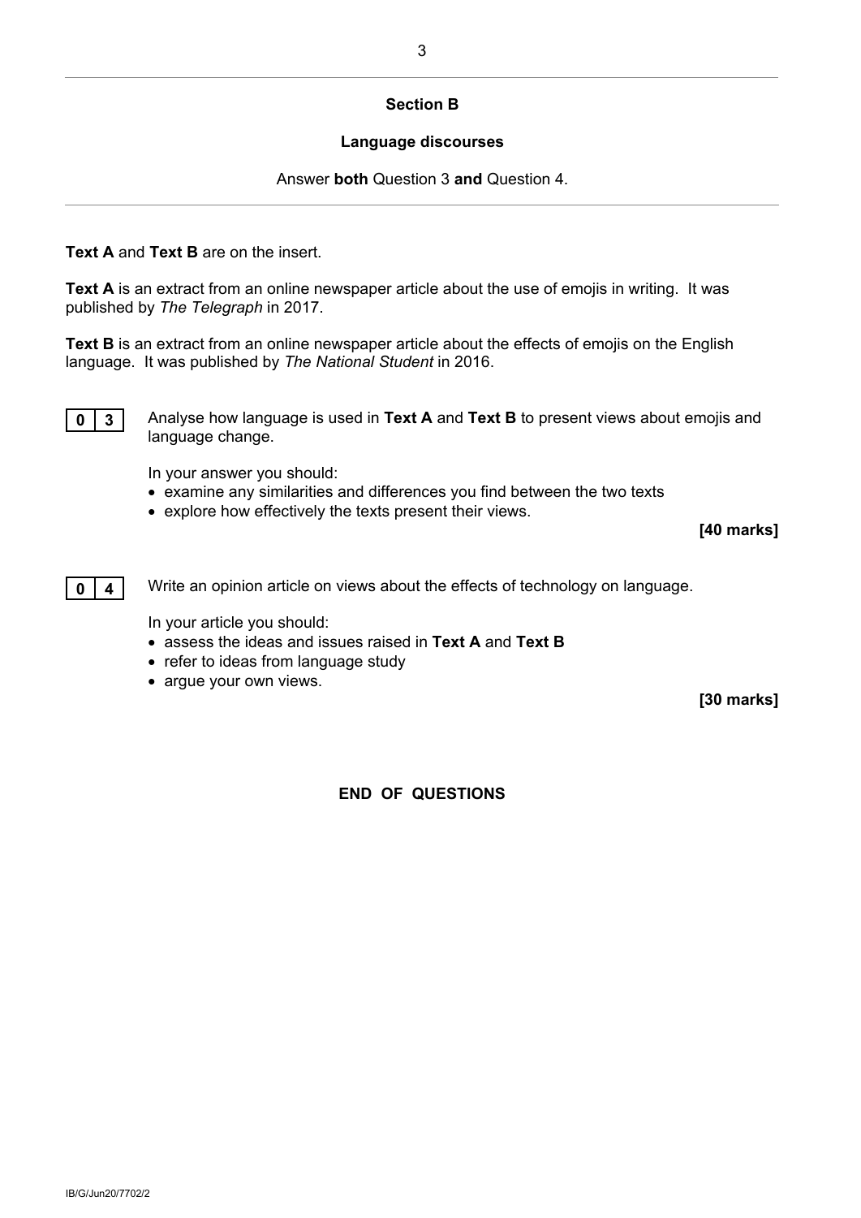## Section B

### Language discourses

Answer **both** Question 3 **and** Question 4.

---

**Text A** and **Text B** are on the insert.

**Text A** is an extract from an online newspaper article about the use of emojis in writing. It was published by *The Telegraph* in 2017.

**Text B** is an extract from an online newspaper article about the effects of emojis on the English language. It was published by *The National Student* in 2016.

**0 3** Analyse how language is used in **Text A** and **Text B** to present views about emojis and language change.

In your answer you should:

- examine any similarities and differences you find between the two texts
- explore how effectively the texts present their views.

**[40 marks]**

**0 4** Write an opinion article on views about the effects of technology on language.

In your article you should:

- assess the ideas and issues raised in **Text A** and **Text B**
- refer to ideas from language study
- argue your own views.

**[30 marks]**

**END OF QUESTIONS**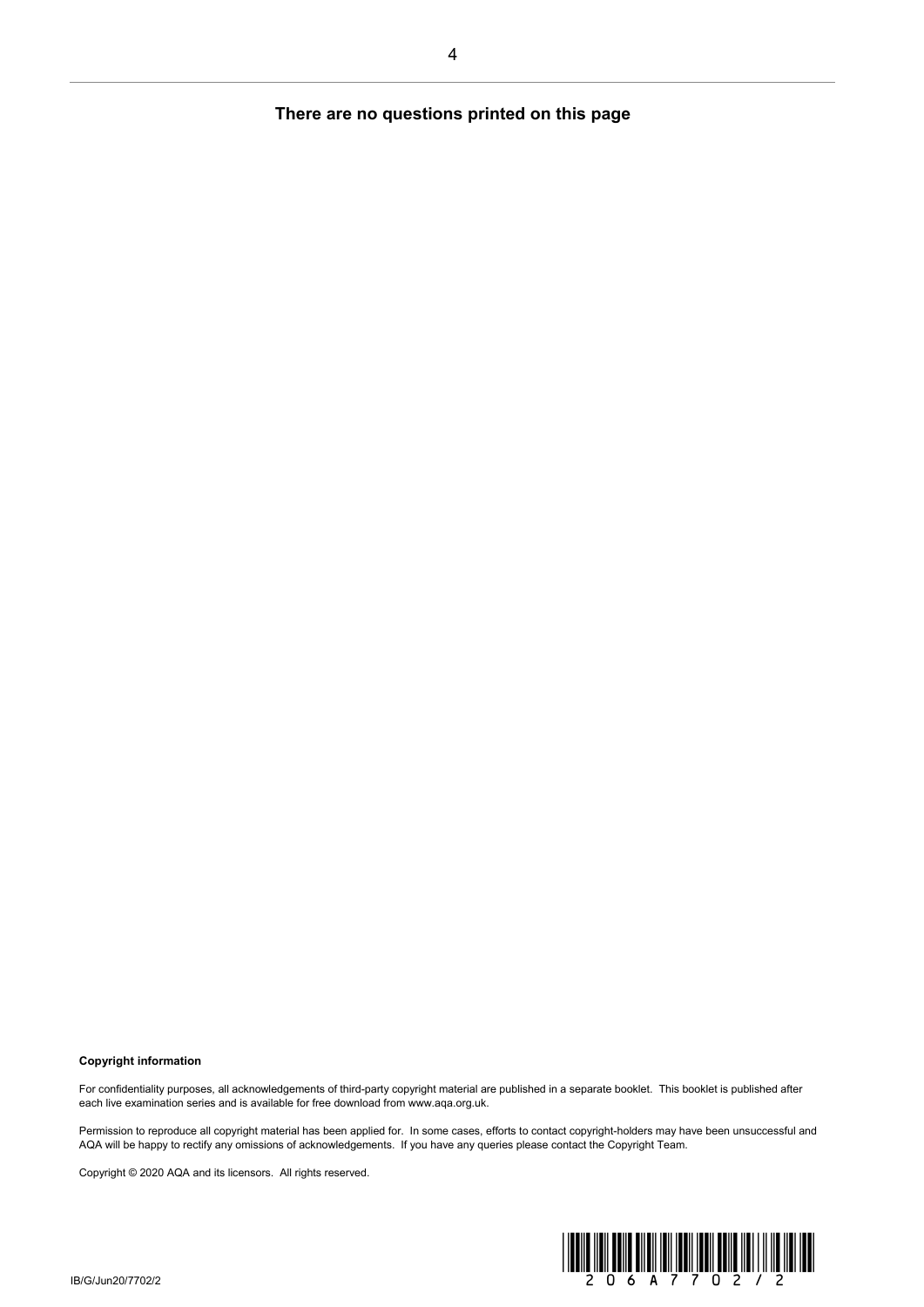**There are no questions printed on this page**

**Copyright information**

For confidentiality purposes, all acknowledgements of third-party copyright material are published in a separate booklet. This booklet is published after each live examination series and is available for free download from www.aqa.org.uk.

Permission to reproduce all copyright material has been applied for. In some cases, efforts to contact copyright-holders may have been unsuccessful and AQA will be happy to rectify any omissions of acknowledgements. If you have any queries please contact the Copyright Team.

Copyright © 2020 AQA and its licensors. All rights reserved.

IB/G/Jun20/7702/2